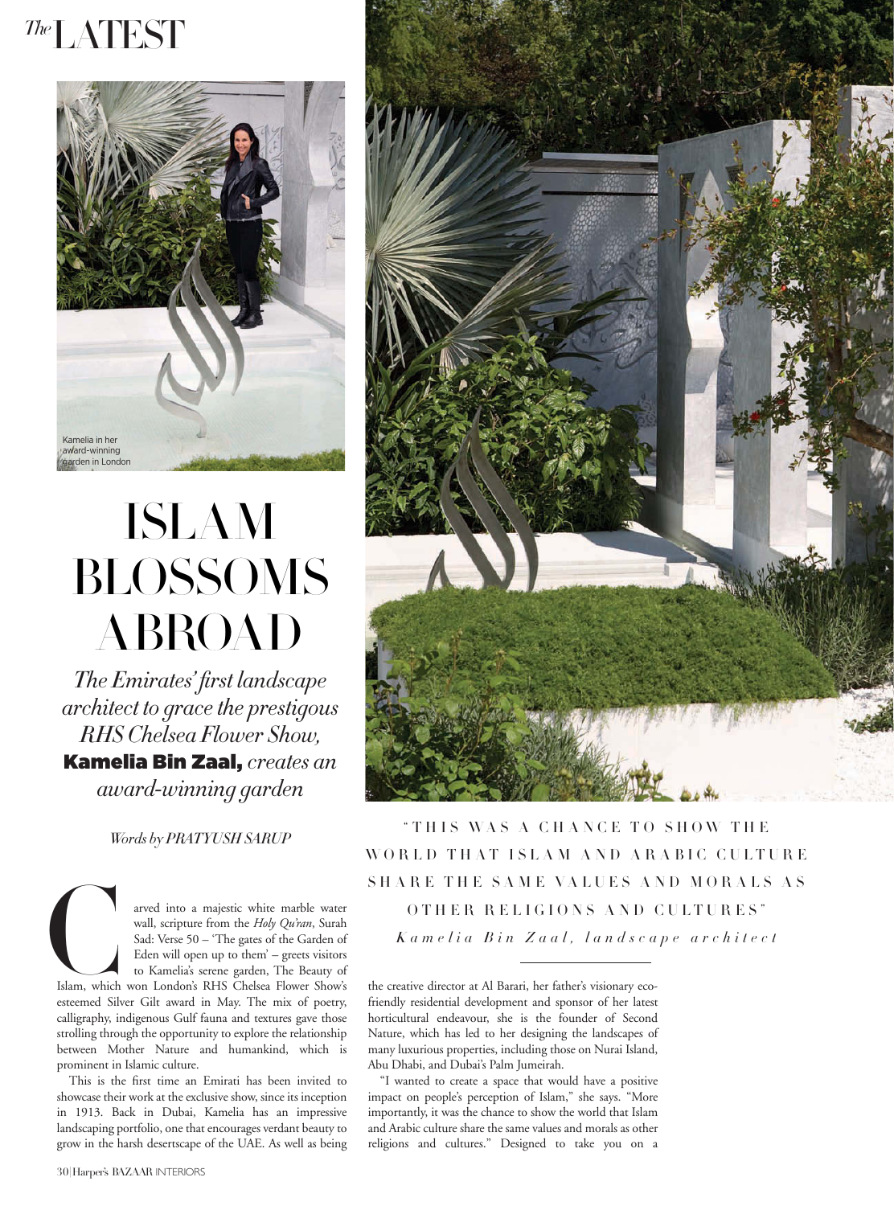# ISLAM BLOSSOMS ABROAD

*The Emirates' first landscape architect to grace the prestigous RHS Chelsea Flower Show,* **Kamelia Bin Zaal,** *creates an award-winning garden*

*Words by PRATYUSH SARUP*

Kamelia in her award-winning garden in London

Carved into a majestic white marble water wall, scripture from the *Holy Qu'ran*, Surah Sad: Verse 50 – 'The gates of the Garden of Eden will open up to them' – greets visitors to Kamelia's serene garden, The Beauty of Islam, which won London's RHS Chelsea Flower Show's esteemed Silver Gilt award in May. The mix of poetry, calligraphy, indigenous Gulf fauna and textures gave those strolling through the opportunity to explore the relationship between Mother Nature and humankind, which is prominent in Islamic culture.

This is the first time an Emirati has been invited to showcase their work at the exclusive show, since its inception in 1913. Back in Dubai, Kamelia has an impressive landscaping portfolio, one that encourages verdant beauty to grow in the harsh desertscape of the UAE. As well as being the creative director at Al Barari, her father's visionary eco-friendly residential development and sponsor of her latest horticultural endeavour, she is the founder of Second Nature, which has led to her designing the landscapes of many luxurious properties, including those on Nurai Island, Abu Dhabi, and Dubai's Palm Jumeirah.

"I wanted to create a space that would have a positive impact on people's perception of Islam," she says. "More importantly, it was the chance to show the world that Islam and Arabic culture share the same values and morals as other religions and cultures." Designed to take you on a

"THIS WAS A CHANCE TO SHOW THE WORLD THAT ISLAM AND ARABIC CULTURE SHARE THE SAME VALUES AND MORALS AS OTHER RELIGIONS AND CULTURES"

*Kamelia Bin Zaal, landscape architect*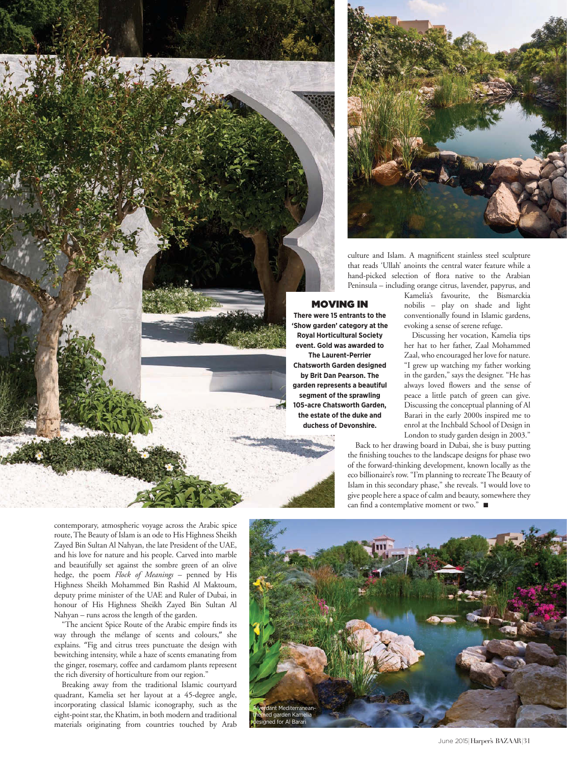culture and Islam. A magnificent stainless steel sculpture that reads 'Ullah' anoints the central water feature while a hand-picked selection of flora native to the Arabian Peninsula – including orange citrus, lavender, papyrus, and Kamelia's favourite, the Bismarckia nobilis – play on shade and light conventionally found in Islamic gardens, evoking a sense of serene refuge.

Discussing her vocation, Kamelia tips her hat to her father, Zaal Mohammed Zaal, who encouraged her love for nature. "I grew up watching my father working in the garden," says the designer. "He has always loved flowers and the sense of peace a little patch of green can give. Discussing the conceptual planning of Al Barari in the early 2000s inspired me to enrol at the Inchbald School of Design in London to study garden design in 2003."

Back to her drawing board in Dubai, she is busy putting the finishing touches to the landscape designs for phase two of the forward-thinking development, known locally as the eco billionaire's row. "I'm planning to recreate The Beauty of Islam in this secondary phase," she reveals. "I would love to give people here a space of calm and beauty, somewhere they can find a contemplative moment or two." ■

## MOVING IN

**There were 15 entrants to the 'Show garden' category at the Royal Horticultural Society event. Gold was awarded to The Laurent-Perrier Chatsworth Garden designed by Brit Dan Pearson. The garden represents a beautiful segment of the sprawling 105-acre Chatsworth Garden, the estate of the duke and duchess of Devonshire.**

contemporary, atmospheric voyage across the Arabic spice route, The Beauty of Islam is an ode to His Highness Sheikh Zayed Bin Sultan Al Nahyan, the late President of the UAE, and his love for nature and his people. Carved into marble and beautifully set against the sombre green of an olive hedge, the poem *Flock of Meanings* – penned by His Highness Sheikh Mohammed Bin Rashid Al Maktoum, deputy prime minister of the UAE and Ruler of Dubai, in honour of His Highness Sheikh Zayed Bin Sultan Al Nahyan – runs across the length of the garden.

"The ancient Spice Route of the Arabic empire finds its way through the mélange of scents and colours," she explains. "Fig and citrus trees punctuate the design with bewitching intensity, while a haze of scents emanating from the ginger, rosemary, coffee and cardamom plants represent the rich diversity of horticulture from our region."

Breaking away from the traditional Islamic courtyard quadrant, Kamelia set her layout at a 45-degree angle, incorporating classical Islamic iconography, such as the eight-point star, the Khatim, in both modern and traditional materials originating from countries touched by Arab

A verdant Mediterranean-themed garden Kamelia designed for Al Barari